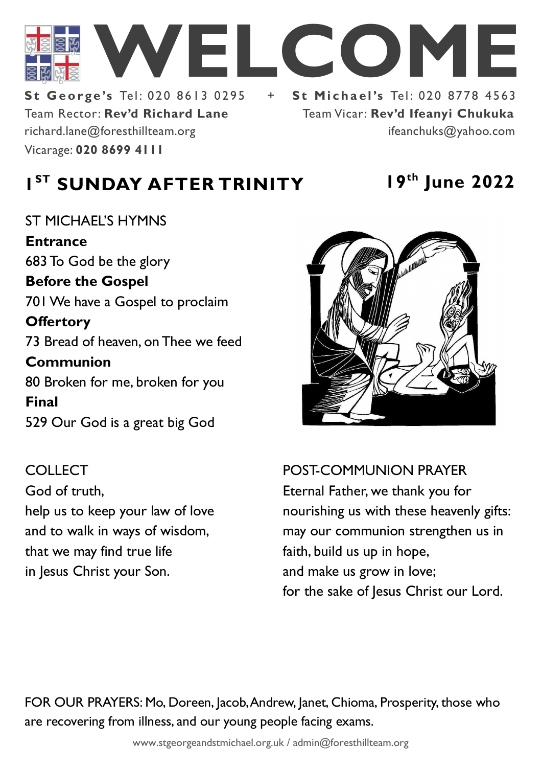# WELCOME

**St George's** Tel: 020 8613 0295 + **St Michael's** Tel: 020 8778 4563

Team Rector: **Rev'd Richard Lane**
richard.lane@foresthillteam.org
Vicarage: **020 8699 4111**

Team Vicar: **Rev'd Ifeanyi Chukuka**
ifeanchuks@yahoo.com

## 1ST SUNDAY AFTER TRINITY

**19th June 2022**

ST MICHAEL'S HYMNS

**Entrance**
683 To God be the glory

**Before the Gospel**
701 We have a Gospel to proclaim

**Offertory**
73 Bread of heaven, on Thee we feed

**Communion**
80 Broken for me, broken for you

**Final**
529 Our God is a great big God

COLLECT

God of truth,
help us to keep your law of love
and to walk in ways of wisdom,
that we may find true life
in Jesus Christ your Son.

POST-COMMUNION PRAYER

Eternal Father, we thank you for nourishing us with these heavenly gifts:
may our communion strengthen us in faith, build us up in hope,
and make us grow in love;
for the sake of Jesus Christ our Lord.

FOR OUR PRAYERS: Mo, Doreen, Jacob, Andrew, Janet, Chioma, Prosperity, those who are recovering from illness, and our young people facing exams.

www.stgeorgeandstmichael.org.uk / admin@foresthillteam.org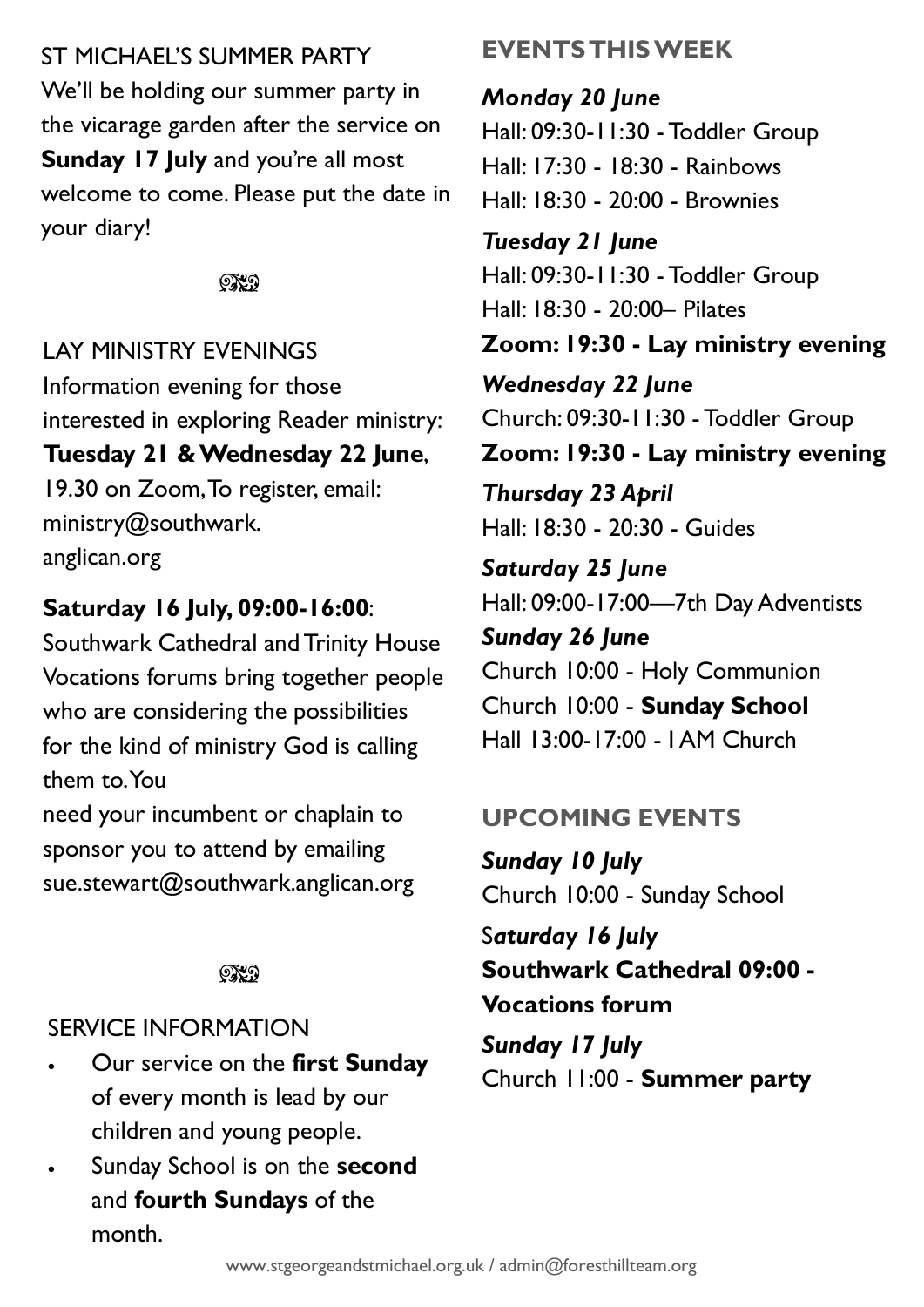## ST MICHAEL'S SUMMER PARTY

We'll be holding our summer party in the vicarage garden after the service on **Sunday 17 July** and you're all most welcome to come. Please put the date in your diary!

## LAY MINISTRY EVENINGS

Information evening for those interested in exploring Reader ministry: **Tuesday 21 & Wednesday 22 June**, 19.30 on Zoom, To register, email: ministry@southwark.anglican.org

**Saturday 16 July, 09:00-16:00**: Southwark Cathedral and Trinity House Vocations forums bring together people who are considering the possibilities for the kind of ministry God is calling them to. You need your incumbent or chaplain to sponsor you to attend by emailing sue.stewart@southwark.anglican.org

## SERVICE INFORMATION

- Our service on the **first Sunday** of every month is lead by our children and young people.
- Sunday School is on the **second** and **fourth Sundays** of the month.

## EVENTS THIS WEEK

***Monday 20 June***
Hall: 09:30-11:30 - Toddler Group
Hall: 17:30 - 18:30 - Rainbows
Hall: 18:30 - 20:00 - Brownies

***Tuesday 21 June***
Hall: 09:30-11:30 - Toddler Group
Hall: 18:30 - 20:00– Pilates
**Zoom: 19:30 - Lay ministry evening**

***Wednesday 22 June***
Church: 09:30-11:30 - Toddler Group
**Zoom: 19:30 - Lay ministry evening**

***Thursday 23 April***
Hall: 18:30 - 20:30 - Guides

***Saturday 25 June***
Hall: 09:00-17:00—7th Day Adventists

***Sunday 26 June***
Church 10:00 - Holy Communion
Church 10:00 - **Sunday School**
Hall 13:00-17:00 - IAM Church

## UPCOMING EVENTS

***Sunday 10 July***
Church 10:00 - Sunday School

S***aturday 16 July***
**Southwark Cathedral 09:00 - Vocations forum**

***Sunday 17 July***
Church 11:00 - **Summer party**

www.stgeorgeandstmichael.org.uk / admin@foresthillteam.org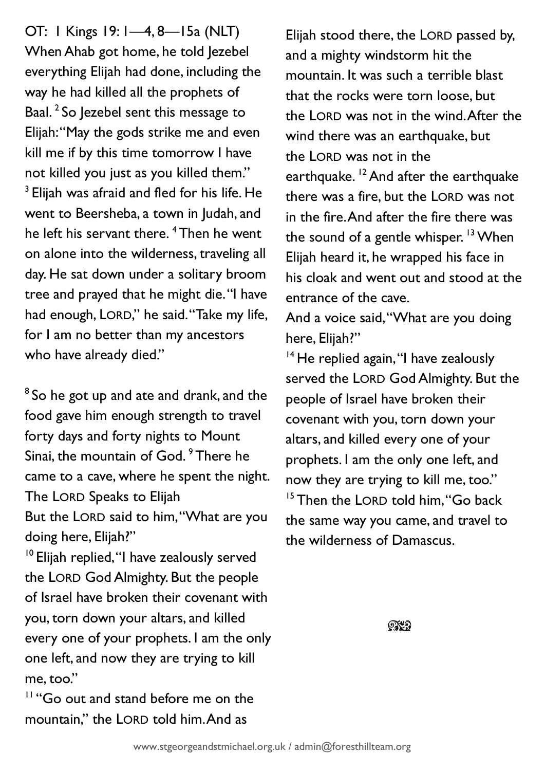OT: 1 Kings 19: 1—4, 8—15a (NLT)

When Ahab got home, he told Jezebel everything Elijah had done, including the way he had killed all the prophets of Baal. [2] So Jezebel sent this message to Elijah: "May the gods strike me and even kill me if by this time tomorrow I have not killed you just as you killed them." [3] Elijah was afraid and fled for his life. He went to Beersheba, a town in Judah, and he left his servant there. [4] Then he went on alone into the wilderness, traveling all day. He sat down under a solitary broom tree and prayed that he might die. "I have had enough, LORD," he said. "Take my life, for I am no better than my ancestors who have already died."

[8] So he got up and ate and drank, and the food gave him enough strength to travel forty days and forty nights to Mount Sinai, the mountain of God. [9] There he came to a cave, where he spent the night.

The LORD Speaks to Elijah

But the LORD said to him, "What are you doing here, Elijah?"

[10] Elijah replied, "I have zealously served the LORD God Almighty. But the people of Israel have broken their covenant with you, torn down your altars, and killed every one of your prophets. I am the only one left, and now they are trying to kill me, too."

[11] "Go out and stand before me on the mountain," the LORD told him. And as Elijah stood there, the LORD passed by, and a mighty windstorm hit the mountain. It was such a terrible blast that the rocks were torn loose, but the LORD was not in the wind. After the wind there was an earthquake, but the LORD was not in the earthquake. [12] And after the earthquake there was a fire, but the LORD was not in the fire. And after the fire there was the sound of a gentle whisper. [13] When Elijah heard it, he wrapped his face in his cloak and went out and stood at the entrance of the cave.

And a voice said, "What are you doing here, Elijah?"

[14] He replied again, "I have zealously served the LORD God Almighty. But the people of Israel have broken their covenant with you, torn down your altars, and killed every one of your prophets. I am the only one left, and now they are trying to kill me, too."

[15] Then the LORD told him, "Go back the same way you came, and travel to the wilderness of Damascus.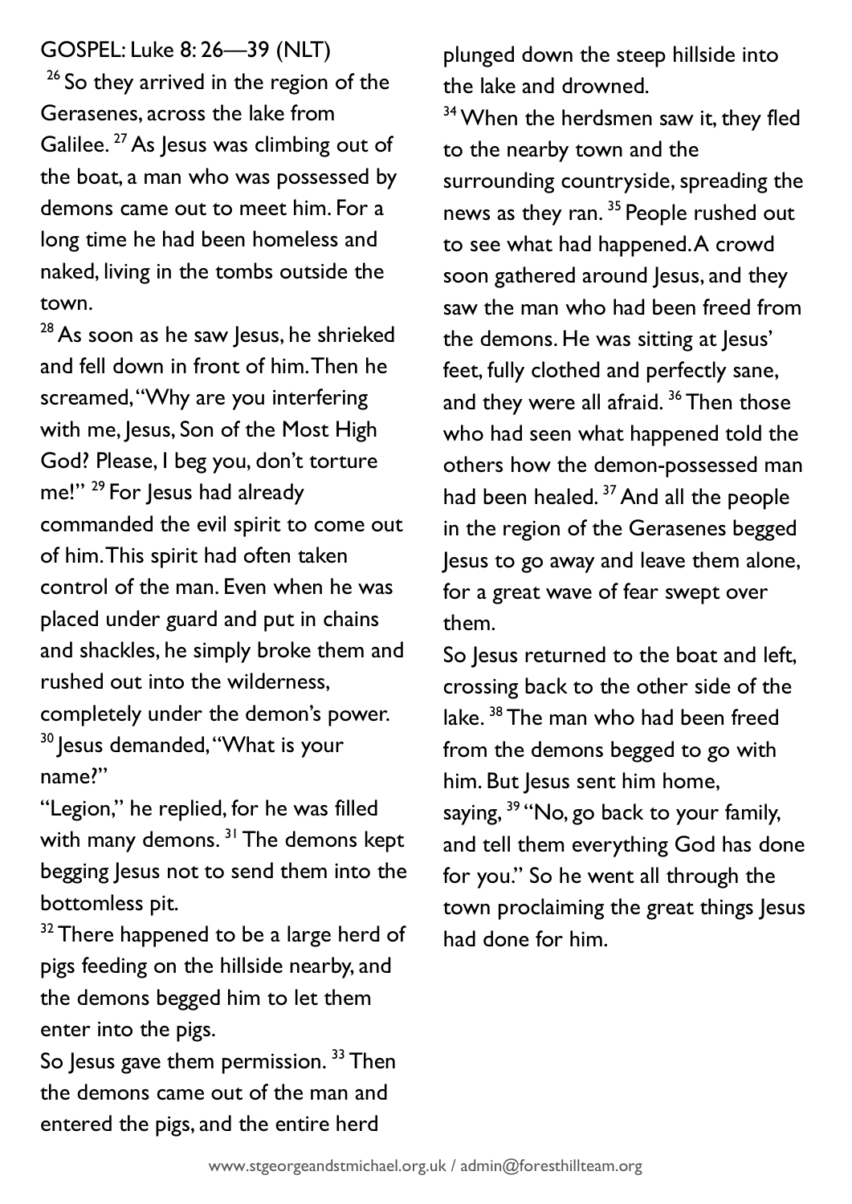GOSPEL: Luke 8: 26—39 (NLT)

[26] So they arrived in the region of the Gerasenes, across the lake from Galilee. [27] As Jesus was climbing out of the boat, a man who was possessed by demons came out to meet him. For a long time he had been homeless and naked, living in the tombs outside the town.

[28] As soon as he saw Jesus, he shrieked and fell down in front of him. Then he screamed, "Why are you interfering with me, Jesus, Son of the Most High God? Please, I beg you, don't torture me!" [29] For Jesus had already commanded the evil spirit to come out of him. This spirit had often taken control of the man. Even when he was placed under guard and put in chains and shackles, he simply broke them and rushed out into the wilderness, completely under the demon's power.

[30] Jesus demanded, "What is your name?"

"Legion," he replied, for he was filled with many demons. [31] The demons kept begging Jesus not to send them into the bottomless pit.

[32] There happened to be a large herd of pigs feeding on the hillside nearby, and the demons begged him to let them enter into the pigs.

So Jesus gave them permission. [33] Then the demons came out of the man and entered the pigs, and the entire herd plunged down the steep hillside into the lake and drowned.

[34] When the herdsmen saw it, they fled to the nearby town and the surrounding countryside, spreading the news as they ran. [35] People rushed out to see what had happened. A crowd soon gathered around Jesus, and they saw the man who had been freed from the demons. He was sitting at Jesus' feet, fully clothed and perfectly sane, and they were all afraid. [36] Then those who had seen what happened told the others how the demon-possessed man had been healed. [37] And all the people in the region of the Gerasenes begged Jesus to go away and leave them alone, for a great wave of fear swept over them.

So Jesus returned to the boat and left, crossing back to the other side of the lake. [38] The man who had been freed from the demons begged to go with him. But Jesus sent him home, saying, [39] "No, go back to your family, and tell them everything God has done for you." So he went all through the town proclaiming the great things Jesus had done for him.

www.stgeorgeandstmichael.org.uk / admin@foresthillteam.org